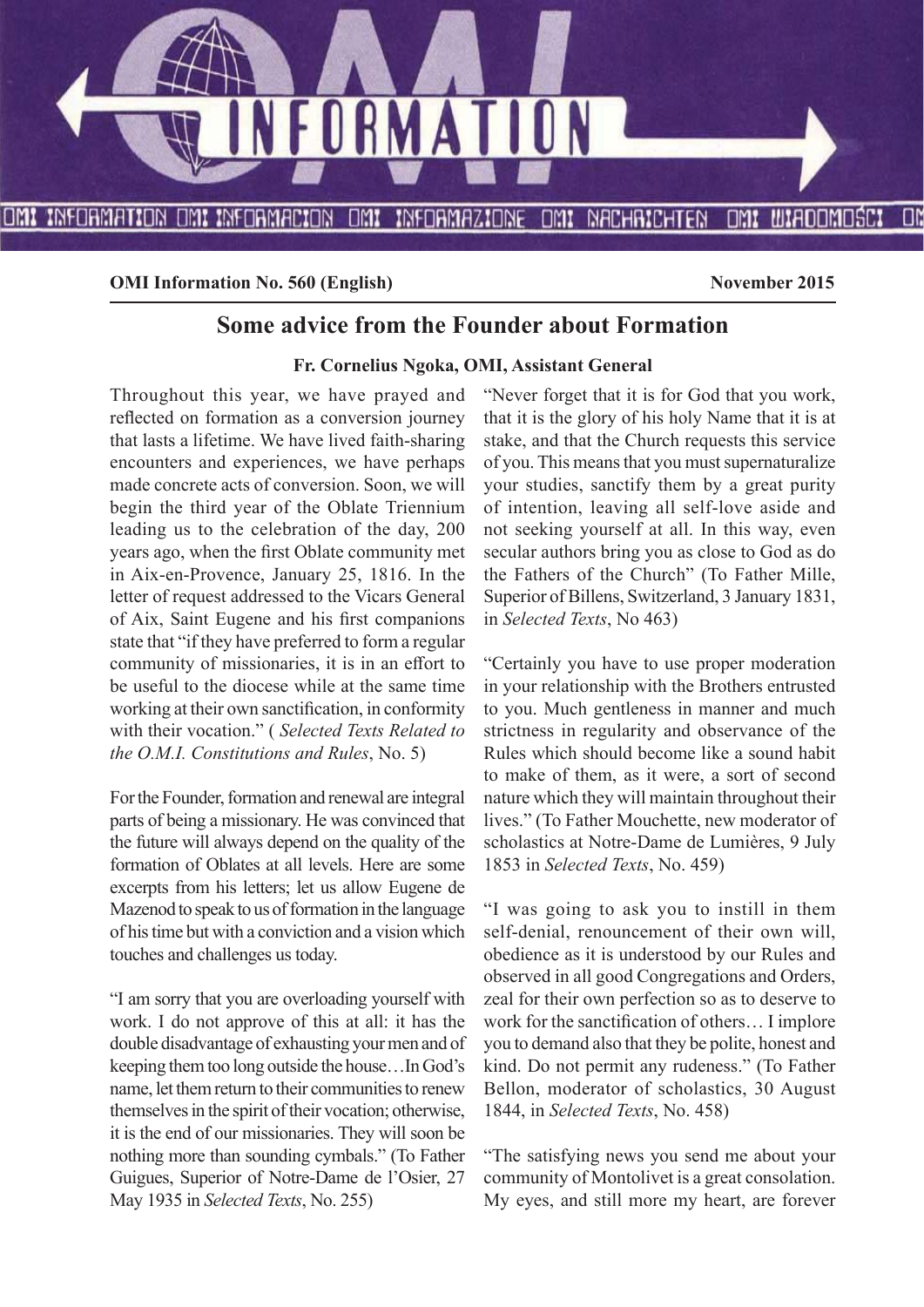**OMI Information No. 560 (English)** **November 2015**

# Some advice from the Founder about Formation

**Fr. Cornelius Ngoka, OMI, Assistant General**

Throughout this year, we have prayed and reflected on formation as a conversion journey that lasts a lifetime. We have lived faith-sharing encounters and experiences, we have perhaps made concrete acts of conversion. Soon, we will begin the third year of the Oblate Triennium leading us to the celebration of the day, 200 years ago, when the first Oblate community met in Aix-en-Provence, January 25, 1816. In the letter of request addressed to the Vicars General of Aix, Saint Eugene and his first companions state that "if they have preferred to form a regular community of missionaries, it is in an effort to be useful to the diocese while at the same time working at their own sanctification, in conformity with their vocation." ( *Selected Texts Related to the O.M.I. Constitutions and Rules*, No. 5)

For the Founder, formation and renewal are integral parts of being a missionary. He was convinced that the future will always depend on the quality of the formation of Oblates at all levels. Here are some excerpts from his letters; let us allow Eugene de Mazenod to speak to us of formation in the language of his time but with a conviction and a vision which touches and challenges us today.

"I am sorry that you are overloading yourself with work. I do not approve of this at all: it has the double disadvantage of exhausting your men and of keeping them too long outside the house…In God's name, let them return to their communities to renew themselves in the spirit of their vocation; otherwise, it is the end of our missionaries. They will soon be nothing more than sounding cymbals." (To Father Guigues, Superior of Notre-Dame de l'Osier, 27 May 1935 in *Selected Texts*, No. 255)

"Never forget that it is for God that you work, that it is the glory of his holy Name that it is at stake, and that the Church requests this service of you. This means that you must supernaturalize your studies, sanctify them by a great purity of intention, leaving all self-love aside and not seeking yourself at all. In this way, even secular authors bring you as close to God as do the Fathers of the Church" (To Father Mille, Superior of Billens, Switzerland, 3 January 1831, in *Selected Texts*, No 463)

"Certainly you have to use proper moderation in your relationship with the Brothers entrusted to you. Much gentleness in manner and much strictness in regularity and observance of the Rules which should become like a sound habit to make of them, as it were, a sort of second nature which they will maintain throughout their lives." (To Father Mouchette, new moderator of scholastics at Notre-Dame de Lumières, 9 July 1853 in *Selected Texts*, No. 459)

"I was going to ask you to instill in them self-denial, renouncement of their own will, obedience as it is understood by our Rules and observed in all good Congregations and Orders, zeal for their own perfection so as to deserve to work for the sanctification of others… I implore you to demand also that they be polite, honest and kind. Do not permit any rudeness." (To Father Bellon, moderator of scholastics, 30 August 1844, in *Selected Texts*, No. 458)

"The satisfying news you send me about your community of Montolivet is a great consolation. My eyes, and still more my heart, are forever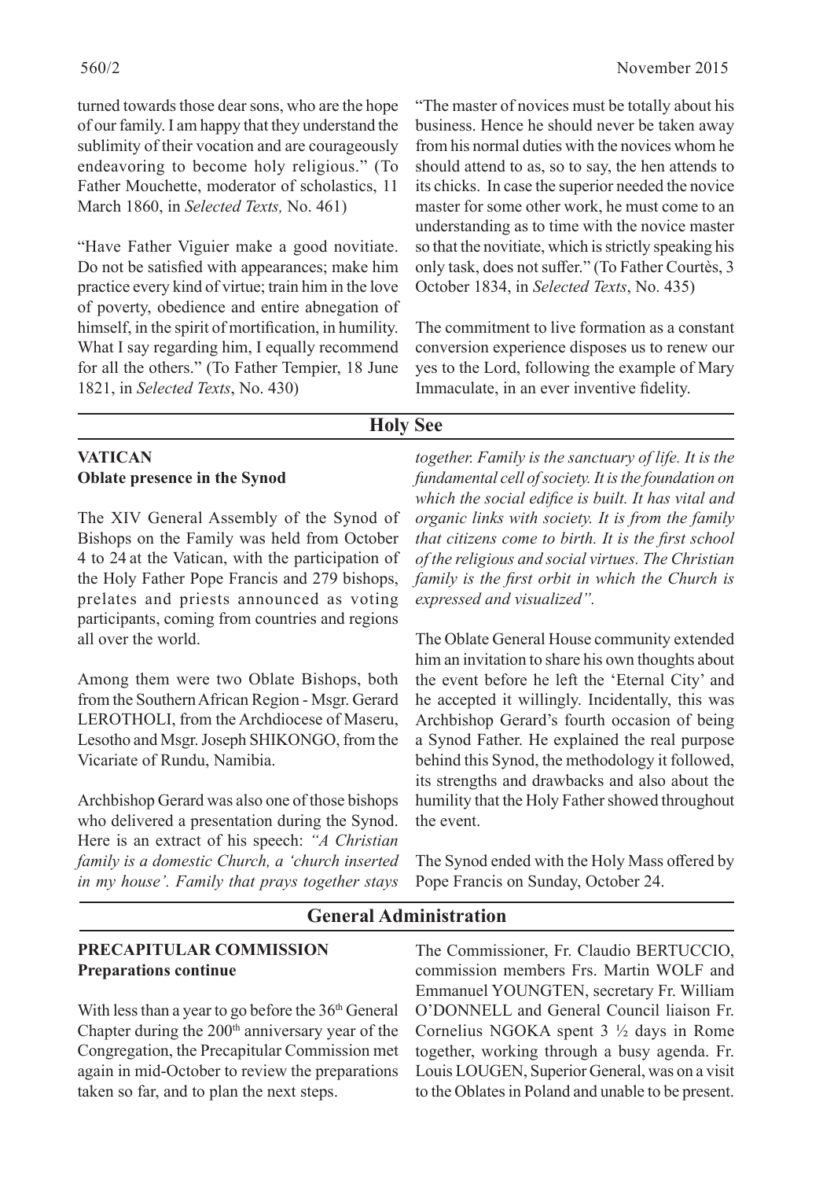turned towards those dear sons, who are the hope of our family. I am happy that they understand the sublimity of their vocation and are courageously endeavoring to become holy religious." (To Father Mouchette, moderator of scholastics, 11 March 1860, in *Selected Texts,* No. 461)

"Have Father Viguier make a good novitiate. Do not be satisfied with appearances; make him practice every kind of virtue; train him in the love of poverty, obedience and entire abnegation of himself, in the spirit of mortification, in humility. What I say regarding him, I equally recommend for all the others." (To Father Tempier, 18 June 1821, in *Selected Texts*, No. 430)

"The master of novices must be totally about his business. Hence he should never be taken away from his normal duties with the novices whom he should attend to as, so to say, the hen attends to its chicks. In case the superior needed the novice master for some other work, he must come to an understanding as to time with the novice master so that the novitiate, which is strictly speaking his only task, does not suffer." (To Father Courtès, 3 October 1834, in *Selected Texts*, No. 435)

The commitment to live formation as a constant conversion experience disposes us to renew our yes to the Lord, following the example of Mary Immaculate, in an ever inventive fidelity.

## Holy See

### VATICAN
**Oblate presence in the Synod**

The XIV General Assembly of the Synod of Bishops on the Family was held from October 4 to 24 at the Vatican, with the participation of the Holy Father Pope Francis and 279 bishops, prelates and priests announced as voting participants, coming from countries and regions all over the world.

Among them were two Oblate Bishops, both from the Southern African Region - Msgr. Gerard LEROTHOLI, from the Archdiocese of Maseru, Lesotho and Msgr. Joseph SHIKONGO, from the Vicariate of Rundu, Namibia.

Archbishop Gerard was also one of those bishops who delivered a presentation during the Synod. Here is an extract of his speech: *"A Christian family is a domestic Church, a 'church inserted in my house'. Family that prays together stays together. Family is the sanctuary of life. It is the fundamental cell of society. It is the foundation on which the social edifice is built. It has vital and organic links with society. It is from the family that citizens come to birth. It is the first school of the religious and social virtues. The Christian family is the first orbit in which the Church is expressed and visualized".*

The Oblate General House community extended him an invitation to share his own thoughts about the event before he left the 'Eternal City' and he accepted it willingly. Incidentally, this was Archbishop Gerard's fourth occasion of being a Synod Father. He explained the real purpose behind this Synod, the methodology it followed, its strengths and drawbacks and also about the humility that the Holy Father showed throughout the event.

The Synod ended with the Holy Mass offered by Pope Francis on Sunday, October 24.

## General Administration

### PRECAPITULAR COMMISSION
**Preparations continue**

With less than a year to go before the 36th General Chapter during the 200th anniversary year of the Congregation, the Precapitular Commission met again in mid-October to review the preparations taken so far, and to plan the next steps.

The Commissioner, Fr. Claudio BERTUCCIO, commission members Frs. Martin WOLF and Emmanuel YOUNGTEN, secretary Fr. William O'DONNELL and General Council liaison Fr. Cornelius NGOKA spent 3 ½ days in Rome together, working through a busy agenda. Fr. Louis LOUGEN, Superior General, was on a visit to the Oblates in Poland and unable to be present.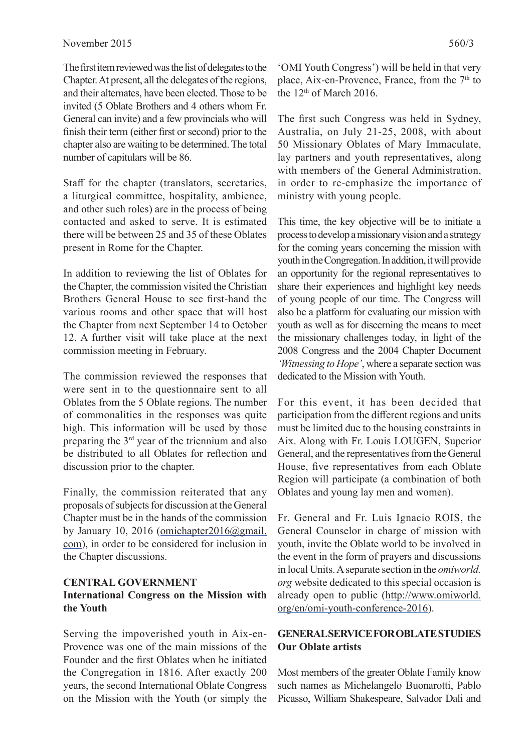The first item reviewed was the list of delegates to the Chapter. At present, all the delegates of the regions, and their alternates, have been elected. Those to be invited (5 Oblate Brothers and 4 others whom Fr. General can invite) and a few provincials who will finish their term (either first or second) prior to the chapter also are waiting to be determined. The total number of capitulars will be 86.

Staff for the chapter (translators, secretaries, a liturgical committee, hospitality, ambience, and other such roles) are in the process of being contacted and asked to serve. It is estimated there will be between 25 and 35 of these Oblates present in Rome for the Chapter.

In addition to reviewing the list of Oblates for the Chapter, the commission visited the Christian Brothers General House to see first-hand the various rooms and other space that will host the Chapter from next September 14 to October 12. A further visit will take place at the next commission meeting in February.

The commission reviewed the responses that were sent in to the questionnaire sent to all Oblates from the 5 Oblate regions. The number of commonalities in the responses was quite high. This information will be used by those preparing the 3rd year of the triennium and also be distributed to all Oblates for reflection and discussion prior to the chapter.

Finally, the commission reiterated that any proposals of subjects for discussion at the General Chapter must be in the hands of the commission by January 10, 2016 (omichapter2016@gmail.com), in order to be considered for inclusion in the Chapter discussions.

**CENTRAL GOVERNMENT**
**International Congress on the Mission with the Youth**

Serving the impoverished youth in Aix-en-Provence was one of the main missions of the Founder and the first Oblates when he initiated the Congregation in 1816. After exactly 200 years, the second International Oblate Congress on the Mission with the Youth (or simply the 'OMI Youth Congress') will be held in that very place, Aix-en-Provence, France, from the 7th to the 12th of March 2016.

The first such Congress was held in Sydney, Australia, on July 21-25, 2008, with about 50 Missionary Oblates of Mary Immaculate, lay partners and youth representatives, along with members of the General Administration, in order to re-emphasize the importance of ministry with young people.

This time, the key objective will be to initiate a process to develop a missionary vision and a strategy for the coming years concerning the mission with youth in the Congregation. In addition, it will provide an opportunity for the regional representatives to share their experiences and highlight key needs of young people of our time. The Congress will also be a platform for evaluating our mission with youth as well as for discerning the means to meet the missionary challenges today, in light of the 2008 Congress and the 2004 Chapter Document *'Witnessing to Hope'*, where a separate section was dedicated to the Mission with Youth.

For this event, it has been decided that participation from the different regions and units must be limited due to the housing constraints in Aix. Along with Fr. Louis LOUGEN, Superior General, and the representatives from the General House, five representatives from each Oblate Region will participate (a combination of both Oblates and young lay men and women).

Fr. General and Fr. Luis Ignacio ROIS, the General Counselor in charge of mission with youth, invite the Oblate world to be involved in the event in the form of prayers and discussions in local Units. A separate section in the *omiworld.org* website dedicated to this special occasion is already open to public (http://www.omiworld.org/en/omi-youth-conference-2016).

**GENERAL SERVICE FOR OBLATE STUDIES**
**Our Oblate artists**

Most members of the greater Oblate Family know such names as Michelangelo Buonarotti, Pablo Picasso, William Shakespeare, Salvador Dali and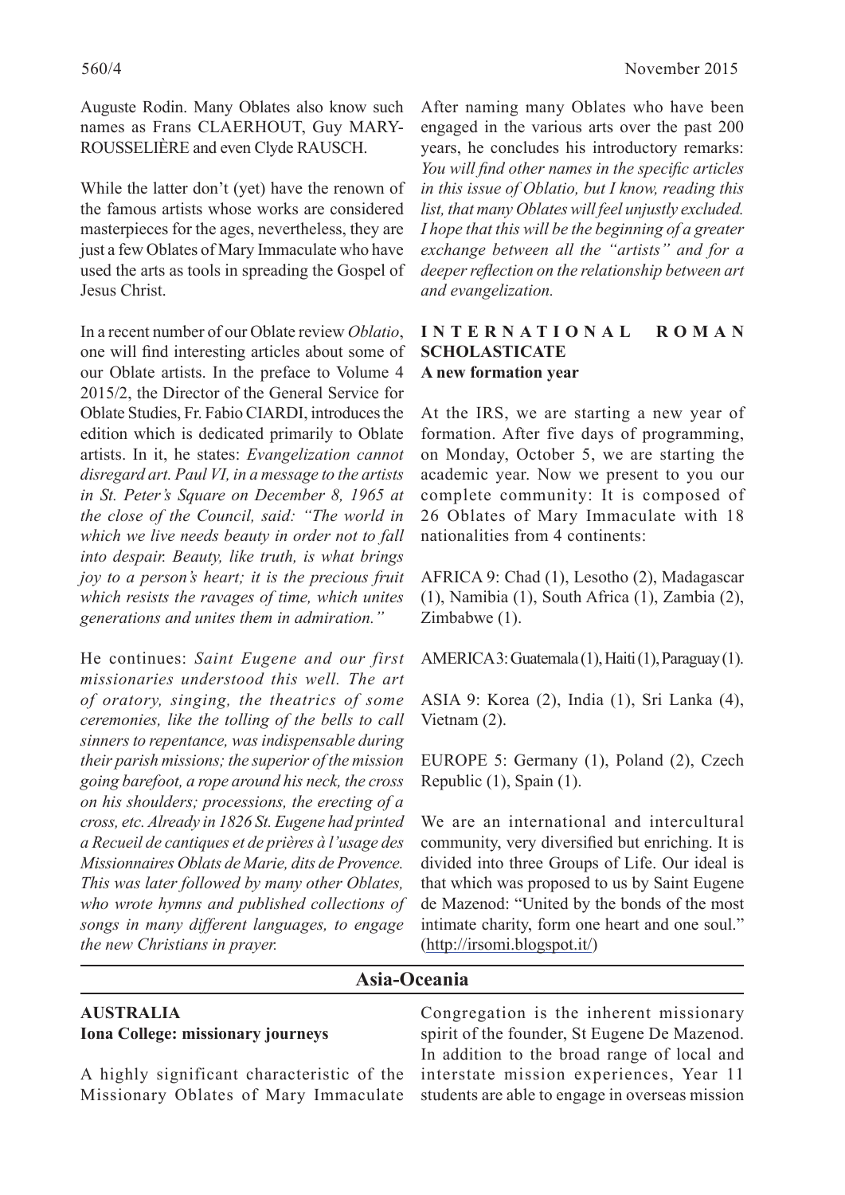Auguste Rodin. Many Oblates also know such names as Frans CLAERHOUT, Guy MARY-ROUSSELIÈRE and even Clyde RAUSCH.

While the latter don't (yet) have the renown of the famous artists whose works are considered masterpieces for the ages, nevertheless, they are just a few Oblates of Mary Immaculate who have used the arts as tools in spreading the Gospel of Jesus Christ.

In a recent number of our Oblate review *Oblatio*, one will find interesting articles about some of our Oblate artists. In the preface to Volume 4 2015/2, the Director of the General Service for Oblate Studies, Fr. Fabio CIARDI, introduces the edition which is dedicated primarily to Oblate artists. In it, he states: *Evangelization cannot disregard art. Paul VI, in a message to the artists in St. Peter's Square on December 8, 1965 at the close of the Council, said: "The world in which we live needs beauty in order not to fall into despair. Beauty, like truth, is what brings joy to a person's heart; it is the precious fruit which resists the ravages of time, which unites generations and unites them in admiration."*

He continues: *Saint Eugene and our first missionaries understood this well. The art of oratory, singing, the theatrics of some ceremonies, like the tolling of the bells to call sinners to repentance, was indispensable during their parish missions; the superior of the mission going barefoot, a rope around his neck, the cross on his shoulders; processions, the erecting of a cross, etc. Already in 1826 St. Eugene had printed a Recueil de cantiques et de prières à l'usage des Missionnaires Oblats de Marie, dits de Provence. This was later followed by many other Oblates, who wrote hymns and published collections of songs in many different languages, to engage the new Christians in prayer.*

After naming many Oblates who have been engaged in the various arts over the past 200 years, he concludes his introductory remarks: *You will find other names in the specific articles in this issue of Oblatio, but I know, reading this list, that many Oblates will feel unjustly excluded. I hope that this will be the beginning of a greater exchange between all the "artists" and for a deeper reflection on the relationship between art and evangelization.*

### INTERNATIONAL ROMAN SCHOLASTICATE
**A new formation year**

At the IRS, we are starting a new year of formation. After five days of programming, on Monday, October 5, we are starting the academic year. Now we present to you our complete community: It is composed of 26 Oblates of Mary Immaculate with 18 nationalities from 4 continents:

AFRICA 9: Chad (1), Lesotho (2), Madagascar (1), Namibia (1), South Africa (1), Zambia (2), Zimbabwe (1).

AMERICA 3: Guatemala (1), Haiti (1), Paraguay (1).

ASIA 9: Korea (2), India (1), Sri Lanka (4), Vietnam (2).

EUROPE 5: Germany (1), Poland (2), Czech Republic (1), Spain (1).

We are an international and intercultural community, very diversified but enriching. It is divided into three Groups of Life. Our ideal is that which was proposed to us by Saint Eugene de Mazenod: "United by the bonds of the most intimate charity, form one heart and one soul." (http://irsomi.blogspot.it/)

## Asia-Oceania

### AUSTRALIA
**Iona College: missionary journeys**

A highly significant characteristic of the Missionary Oblates of Mary Immaculate Congregation is the inherent missionary spirit of the founder, St Eugene De Mazenod. In addition to the broad range of local and interstate mission experiences, Year 11 students are able to engage in overseas mission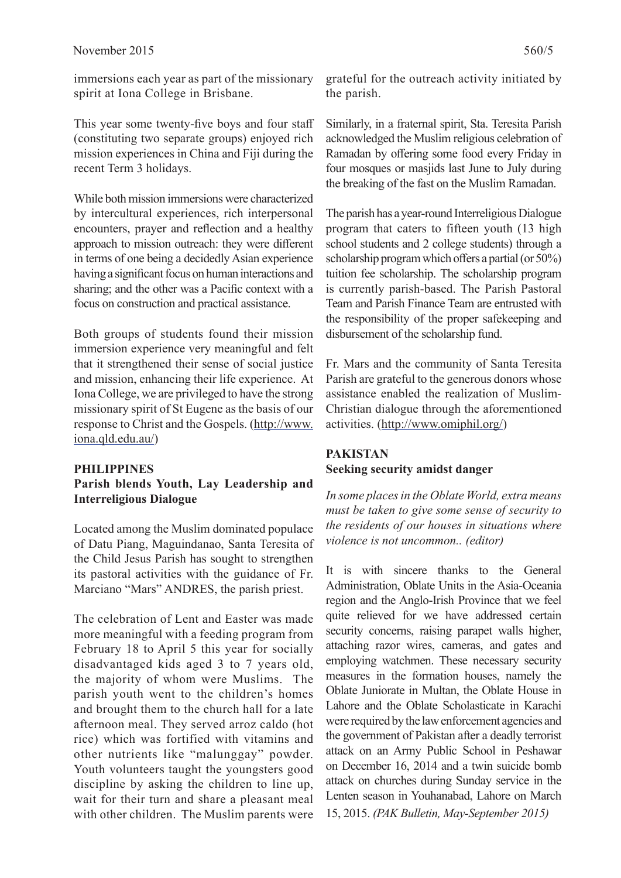immersions each year as part of the missionary spirit at Iona College in Brisbane.

This year some twenty-five boys and four staff (constituting two separate groups) enjoyed rich mission experiences in China and Fiji during the recent Term 3 holidays.

While both mission immersions were characterized by intercultural experiences, rich interpersonal encounters, prayer and reflection and a healthy approach to mission outreach: they were different in terms of one being a decidedly Asian experience having a significant focus on human interactions and sharing; and the other was a Pacific context with a focus on construction and practical assistance.

Both groups of students found their mission immersion experience very meaningful and felt that it strengthened their sense of social justice and mission, enhancing their life experience. At Iona College, we are privileged to have the strong missionary spirit of St Eugene as the basis of our response to Christ and the Gospels. (http://www.iona.qld.edu.au/)

## PHILIPPINES

### Parish blends Youth, Lay Leadership and Interreligious Dialogue

Located among the Muslim dominated populace of Datu Piang, Maguindanao, Santa Teresita of the Child Jesus Parish has sought to strengthen its pastoral activities with the guidance of Fr. Marciano "Mars" ANDRES, the parish priest.

The celebration of Lent and Easter was made more meaningful with a feeding program from February 18 to April 5 this year for socially disadvantaged kids aged 3 to 7 years old, the majority of whom were Muslims. The parish youth went to the children's homes and brought them to the church hall for a late afternoon meal. They served arroz caldo (hot rice) which was fortified with vitamins and other nutrients like "malunggay" powder. Youth volunteers taught the youngsters good discipline by asking the children to line up, wait for their turn and share a pleasant meal with other children. The Muslim parents were grateful for the outreach activity initiated by the parish.

Similarly, in a fraternal spirit, Sta. Teresita Parish acknowledged the Muslim religious celebration of Ramadan by offering some food every Friday in four mosques or masjids last June to July during the breaking of the fast on the Muslim Ramadan.

The parish has a year-round Interreligious Dialogue program that caters to fifteen youth (13 high school students and 2 college students) through a scholarship program which offers a partial (or 50%) tuition fee scholarship. The scholarship program is currently parish-based. The Parish Pastoral Team and Parish Finance Team are entrusted with the responsibility of the proper safekeeping and disbursement of the scholarship fund.

Fr. Mars and the community of Santa Teresita Parish are grateful to the generous donors whose assistance enabled the realization of Muslim-Christian dialogue through the aforementioned activities. (http://www.omiphil.org/)

## PAKISTAN

### Seeking security amidst danger

*In some places in the Oblate World, extra means must be taken to give some sense of security to the residents of our houses in situations where violence is not uncommon.. (editor)*

It is with sincere thanks to the General Administration, Oblate Units in the Asia-Oceania region and the Anglo-Irish Province that we feel quite relieved for we have addressed certain security concerns, raising parapet walls higher, attaching razor wires, cameras, and gates and employing watchmen. These necessary security measures in the formation houses, namely the Oblate Juniorate in Multan, the Oblate House in Lahore and the Oblate Scholasticate in Karachi were required by the law enforcement agencies and the government of Pakistan after a deadly terrorist attack on an Army Public School in Peshawar on December 16, 2014 and a twin suicide bomb attack on churches during Sunday service in the Lenten season in Youhanabad, Lahore on March 15, 2015. *(PAK Bulletin, May-September 2015)*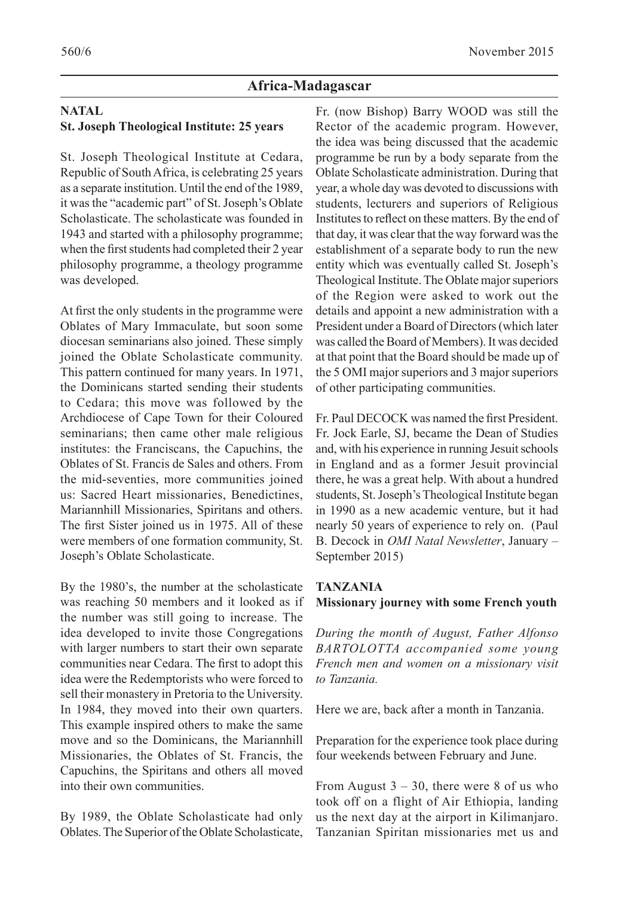## Africa-Madagascar

### NATAL

**St. Joseph Theological Institute: 25 years**

St. Joseph Theological Institute at Cedara, Republic of South Africa, is celebrating 25 years as a separate institution. Until the end of the 1989, it was the "academic part" of St. Joseph's Oblate Scholasticate. The scholasticate was founded in 1943 and started with a philosophy programme; when the first students had completed their 2 year philosophy programme, a theology programme was developed.

At first the only students in the programme were Oblates of Mary Immaculate, but soon some diocesan seminarians also joined. These simply joined the Oblate Scholasticate community. This pattern continued for many years. In 1971, the Dominicans started sending their students to Cedara; this move was followed by the Archdiocese of Cape Town for their Coloured seminarians; then came other male religious institutes: the Franciscans, the Capuchins, the Oblates of St. Francis de Sales and others. From the mid-seventies, more communities joined us: Sacred Heart missionaries, Benedictines, Mariannhill Missionaries, Spiritans and others. The first Sister joined us in 1975. All of these were members of one formation community, St. Joseph's Oblate Scholasticate.

By the 1980's, the number at the scholasticate was reaching 50 members and it looked as if the number was still going to increase. The idea developed to invite those Congregations with larger numbers to start their own separate communities near Cedara. The first to adopt this idea were the Redemptorists who were forced to sell their monastery in Pretoria to the University. In 1984, they moved into their own quarters. This example inspired others to make the same move and so the Dominicans, the Mariannhill Missionaries, the Oblates of St. Francis, the Capuchins, the Spiritans and others all moved into their own communities.

By 1989, the Oblate Scholasticate had only Oblates. The Superior of the Oblate Scholasticate, Fr. (now Bishop) Barry WOOD was still the Rector of the academic program. However, the idea was being discussed that the academic programme be run by a body separate from the Oblate Scholasticate administration. During that year, a whole day was devoted to discussions with students, lecturers and superiors of Religious Institutes to reflect on these matters. By the end of that day, it was clear that the way forward was the establishment of a separate body to run the new entity which was eventually called St. Joseph's Theological Institute. The Oblate major superiors of the Region were asked to work out the details and appoint a new administration with a President under a Board of Directors (which later was called the Board of Members). It was decided at that point that the Board should be made up of the 5 OMI major superiors and 3 major superiors of other participating communities.

Fr. Paul DECOCK was named the first President. Fr. Jock Earle, SJ, became the Dean of Studies and, with his experience in running Jesuit schools in England and as a former Jesuit provincial there, he was a great help. With about a hundred students, St. Joseph's Theological Institute began in 1990 as a new academic venture, but it had nearly 50 years of experience to rely on. (Paul B. Decock in *OMI Natal Newsletter*, January – September 2015)

### TANZANIA

**Missionary journey with some French youth**

*During the month of August, Father Alfonso BARTOLOTTA accompanied some young French men and women on a missionary visit to Tanzania.*

Here we are, back after a month in Tanzania.

Preparation for the experience took place during four weekends between February and June.

From August 3 – 30, there were 8 of us who took off on a flight of Air Ethiopia, landing us the next day at the airport in Kilimanjaro. Tanzanian Spiritan missionaries met us and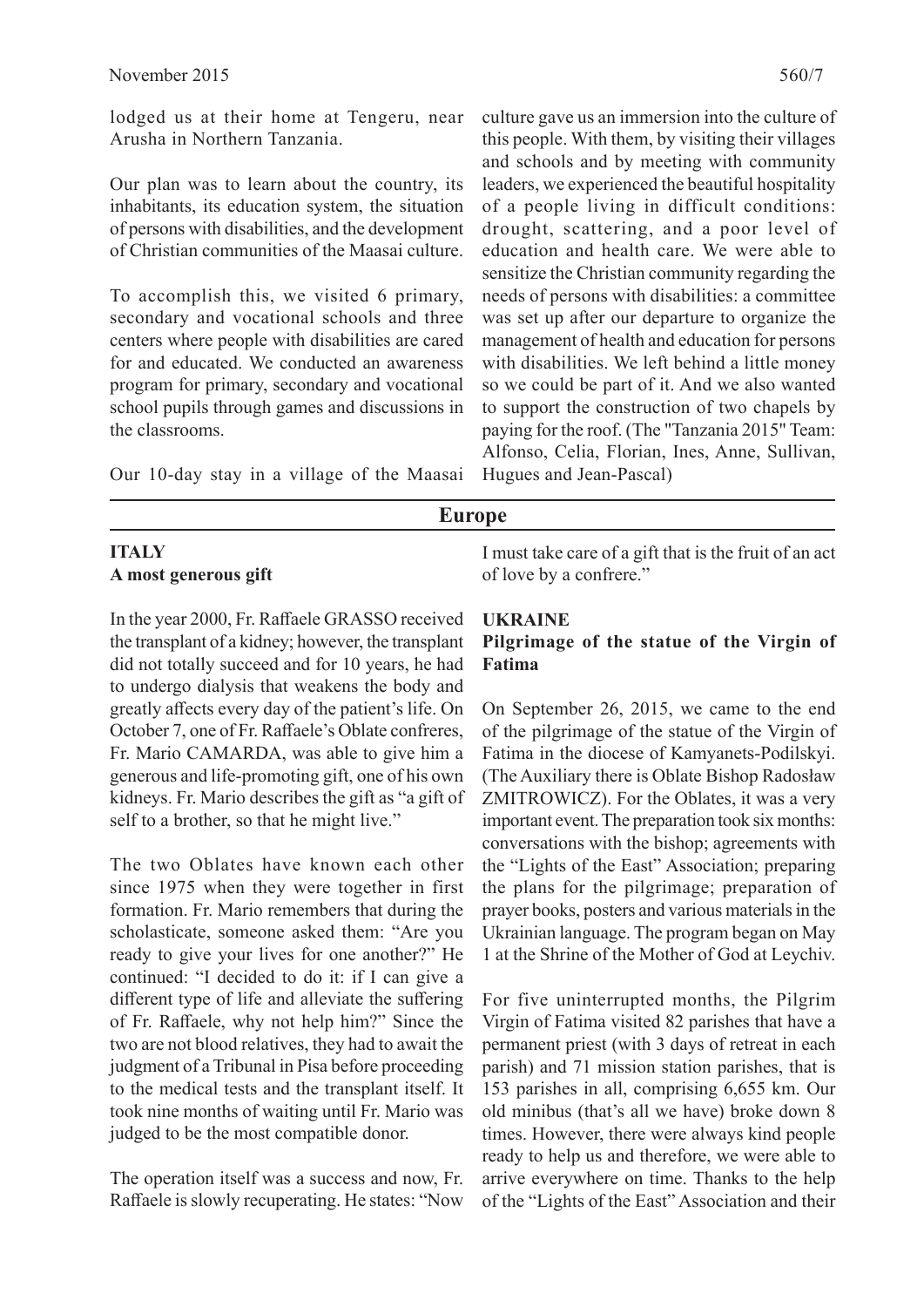lodged us at their home at Tengeru, near Arusha in Northern Tanzania.

Our plan was to learn about the country, its inhabitants, its education system, the situation of persons with disabilities, and the development of Christian communities of the Maasai culture.

To accomplish this, we visited 6 primary, secondary and vocational schools and three centers where people with disabilities are cared for and educated. We conducted an awareness program for primary, secondary and vocational school pupils through games and discussions in the classrooms.

Our 10-day stay in a village of the Maasai culture gave us an immersion into the culture of this people. With them, by visiting their villages and schools and by meeting with community leaders, we experienced the beautiful hospitality of a people living in difficult conditions: drought, scattering, and a poor level of education and health care. We were able to sensitize the Christian community regarding the needs of persons with disabilities: a committee was set up after our departure to organize the management of health and education for persons with disabilities. We left behind a little money so we could be part of it. And we also wanted to support the construction of two chapels by paying for the roof. (The "Tanzania 2015" Team: Alfonso, Celia, Florian, Ines, Anne, Sullivan, Hugues and Jean-Pascal)

## Europe

### ITALY

**A most generous gift**

In the year 2000, Fr. Raffaele GRASSO received the transplant of a kidney; however, the transplant did not totally succeed and for 10 years, he had to undergo dialysis that weakens the body and greatly affects every day of the patient's life. On October 7, one of Fr. Raffaele's Oblate confreres, Fr. Mario CAMARDA, was able to give him a generous and life-promoting gift, one of his own kidneys. Fr. Mario describes the gift as "a gift of self to a brother, so that he might live."

The two Oblates have known each other since 1975 when they were together in first formation. Fr. Mario remembers that during the scholasticate, someone asked them: "Are you ready to give your lives for one another?" He continued: "I decided to do it: if I can give a different type of life and alleviate the suffering of Fr. Raffaele, why not help him?" Since the two are not blood relatives, they had to await the judgment of a Tribunal in Pisa before proceeding to the medical tests and the transplant itself. It took nine months of waiting until Fr. Mario was judged to be the most compatible donor.

The operation itself was a success and now, Fr. Raffaele is slowly recuperating. He states: "Now I must take care of a gift that is the fruit of an act of love by a confrere."

### UKRAINE

**Pilgrimage of the statue of the Virgin of Fatima**

On September 26, 2015, we came to the end of the pilgrimage of the statue of the Virgin of Fatima in the diocese of Kamyanets-Podilskyi. (The Auxiliary there is Oblate Bishop Radosław ZMITROWICZ). For the Oblates, it was a very important event. The preparation took six months: conversations with the bishop; agreements with the "Lights of the East" Association; preparing the plans for the pilgrimage; preparation of prayer books, posters and various materials in the Ukrainian language. The program began on May 1 at the Shrine of the Mother of God at Leychiv.

For five uninterrupted months, the Pilgrim Virgin of Fatima visited 82 parishes that have a permanent priest (with 3 days of retreat in each parish) and 71 mission station parishes, that is 153 parishes in all, comprising 6,655 km. Our old minibus (that's all we have) broke down 8 times. However, there were always kind people ready to help us and therefore, we were able to arrive everywhere on time. Thanks to the help of the "Lights of the East" Association and their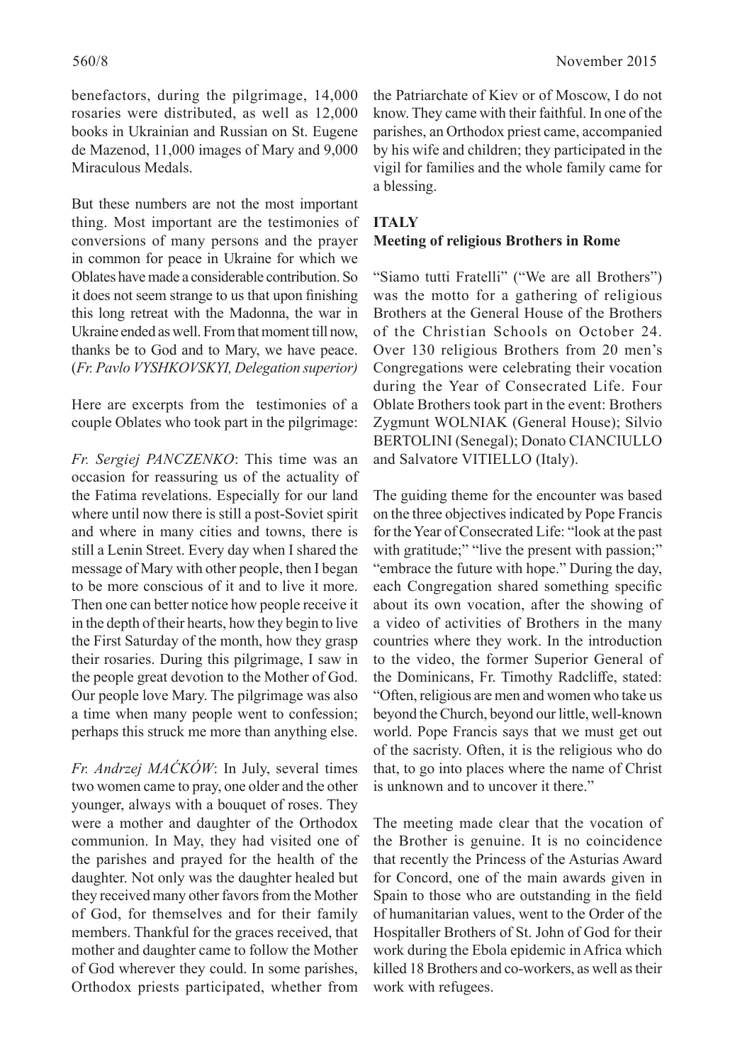benefactors, during the pilgrimage, 14,000 rosaries were distributed, as well as 12,000 books in Ukrainian and Russian on St. Eugene de Mazenod, 11,000 images of Mary and 9,000 Miraculous Medals.

But these numbers are not the most important thing. Most important are the testimonies of conversions of many persons and the prayer in common for peace in Ukraine for which we Oblates have made a considerable contribution. So it does not seem strange to us that upon finishing this long retreat with the Madonna, the war in Ukraine ended as well. From that moment till now, thanks be to God and to Mary, we have peace. (*Fr. Pavlo VYSHKOVSKYI, Delegation superior)*

Here are excerpts from the testimonies of a couple Oblates who took part in the pilgrimage:

*Fr. Sergiej PANCZENKO*: This time was an occasion for reassuring us of the actuality of the Fatima revelations. Especially for our land where until now there is still a post-Soviet spirit and where in many cities and towns, there is still a Lenin Street. Every day when I shared the message of Mary with other people, then I began to be more conscious of it and to live it more. Then one can better notice how people receive it in the depth of their hearts, how they begin to live the First Saturday of the month, how they grasp their rosaries. During this pilgrimage, I saw in the people great devotion to the Mother of God. Our people love Mary. The pilgrimage was also a time when many people went to confession; perhaps this struck me more than anything else.

*Fr. Andrzej MAĆKÓW*: In July, several times two women came to pray, one older and the other younger, always with a bouquet of roses. They were a mother and daughter of the Orthodox communion. In May, they had visited one of the parishes and prayed for the health of the daughter. Not only was the daughter healed but they received many other favors from the Mother of God, for themselves and for their family members. Thankful for the graces received, that mother and daughter came to follow the Mother of God wherever they could. In some parishes, Orthodox priests participated, whether from the Patriarchate of Kiev or of Moscow, I do not know. They came with their faithful. In one of the parishes, an Orthodox priest came, accompanied by his wife and children; they participated in the vigil for families and the whole family came for a blessing.

## ITALY

### Meeting of religious Brothers in Rome

"Siamo tutti Fratelli" ("We are all Brothers") was the motto for a gathering of religious Brothers at the General House of the Brothers of the Christian Schools on October 24. Over 130 religious Brothers from 20 men's Congregations were celebrating their vocation during the Year of Consecrated Life. Four Oblate Brothers took part in the event: Brothers Zygmunt WOLNIAK (General House); Silvio BERTOLINI (Senegal); Donato CIANCIULLO and Salvatore VITIELLO (Italy).

The guiding theme for the encounter was based on the three objectives indicated by Pope Francis for the Year of Consecrated Life: "look at the past with gratitude;" "live the present with passion;" "embrace the future with hope." During the day, each Congregation shared something specific about its own vocation, after the showing of a video of activities of Brothers in the many countries where they work. In the introduction to the video, the former Superior General of the Dominicans, Fr. Timothy Radcliffe, stated: "Often, religious are men and women who take us beyond the Church, beyond our little, well-known world. Pope Francis says that we must get out of the sacristy. Often, it is the religious who do that, to go into places where the name of Christ is unknown and to uncover it there."

The meeting made clear that the vocation of the Brother is genuine. It is no coincidence that recently the Princess of the Asturias Award for Concord, one of the main awards given in Spain to those who are outstanding in the field of humanitarian values, went to the Order of the Hospitaller Brothers of St. John of God for their work during the Ebola epidemic in Africa which killed 18 Brothers and co-workers, as well as their work with refugees.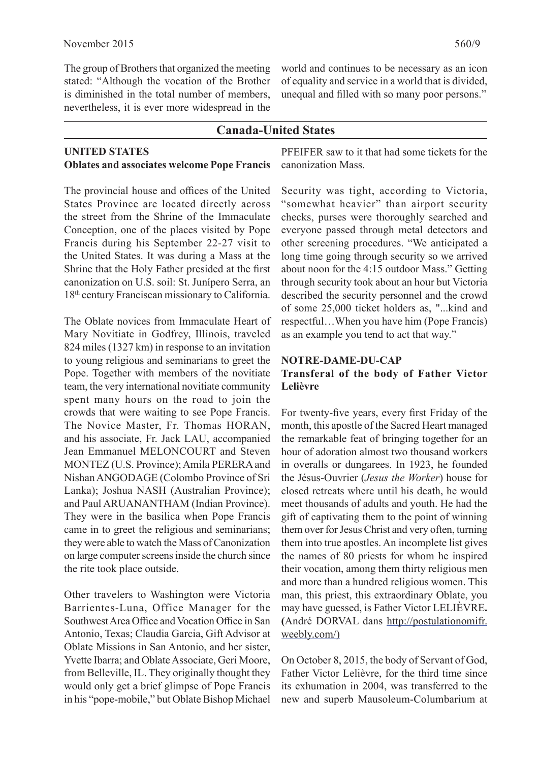The group of Brothers that organized the meeting stated: "Although the vocation of the Brother is diminished in the total number of members, nevertheless, it is ever more widespread in the world and continues to be necessary as an icon of equality and service in a world that is divided, unequal and filled with so many poor persons."

## Canada-United States

### UNITED STATES
**Oblates and associates welcome Pope Francis**

The provincial house and offices of the United States Province are located directly across the street from the Shrine of the Immaculate Conception, one of the places visited by Pope Francis during his September 22-27 visit to the United States. It was during a Mass at the Shrine that the Holy Father presided at the first canonization on U.S. soil: St. Junípero Serra, an 18th century Franciscan missionary to California.

The Oblate novices from Immaculate Heart of Mary Novitiate in Godfrey, Illinois, traveled 824 miles (1327 km) in response to an invitation to young religious and seminarians to greet the Pope. Together with members of the novitiate team, the very international novitiate community spent many hours on the road to join the crowds that were waiting to see Pope Francis. The Novice Master, Fr. Thomas HORAN, and his associate, Fr. Jack LAU, accompanied Jean Emmanuel MELONCOURT and Steven MONTEZ (U.S. Province); Amila PERERA and Nishan ANGODAGE (Colombo Province of Sri Lanka); Joshua NASH (Australian Province); and Paul ARUANANTHAM (Indian Province). They were in the basilica when Pope Francis came in to greet the religious and seminarians; they were able to watch the Mass of Canonization on large computer screens inside the church since the rite took place outside.

Other travelers to Washington were Victoria Barrientes-Luna, Office Manager for the Southwest Area Office and Vocation Office in San Antonio, Texas; Claudia Garcia, Gift Advisor at Oblate Missions in San Antonio, and her sister, Yvette Ibarra; and Oblate Associate, Geri Moore, from Belleville, IL. They originally thought they would only get a brief glimpse of Pope Francis in his "pope-mobile," but Oblate Bishop Michael PFEIFER saw to it that had some tickets for the canonization Mass.

Security was tight, according to Victoria, "somewhat heavier" than airport security checks, purses were thoroughly searched and everyone passed through metal detectors and other screening procedures. "We anticipated a long time going through security so we arrived about noon for the 4:15 outdoor Mass." Getting through security took about an hour but Victoria described the security personnel and the crowd of some 25,000 ticket holders as, "...kind and respectful…When you have him (Pope Francis) as an example you tend to act that way."

### NOTRE-DAME-DU-CAP
**Transferal of the body of Father Victor Lelièvre**

For twenty-five years, every first Friday of the month, this apostle of the Sacred Heart managed the remarkable feat of bringing together for an hour of adoration almost two thousand workers in overalls or dungarees. In 1923, he founded the Jésus-Ouvrier (*Jesus the Worker*) house for closed retreats where until his death, he would meet thousands of adults and youth. He had the gift of captivating them to the point of winning them over for Jesus Christ and very often, turning them into true apostles. An incomplete list gives the names of 80 priests for whom he inspired their vocation, among them thirty religious men and more than a hundred religious women. This man, this priest, this extraordinary Oblate, you may have guessed, is Father Victor LELIÈVRE**. (**André DORVAL dans http://postulationomifr.weebly.com/)

On October 8, 2015, the body of Servant of God, Father Victor Lelièvre, for the third time since its exhumation in 2004, was transferred to the new and superb Mausoleum-Columbarium at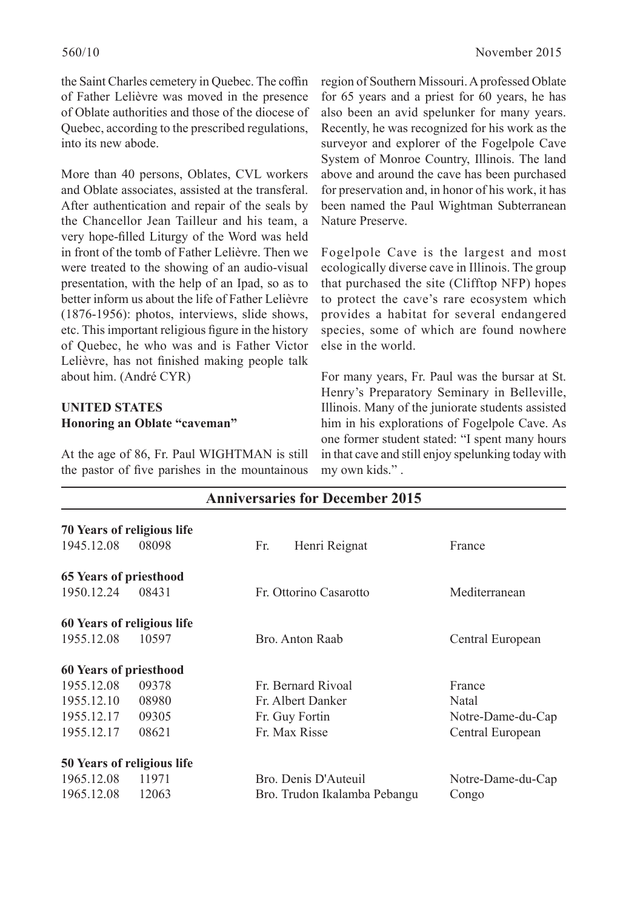the Saint Charles cemetery in Quebec. The coffin of Father Lelièvre was moved in the presence of Oblate authorities and those of the diocese of Quebec, according to the prescribed regulations, into its new abode.

More than 40 persons, Oblates, CVL workers and Oblate associates, assisted at the transferal. After authentication and repair of the seals by the Chancellor Jean Tailleur and his team, a very hope-filled Liturgy of the Word was held in front of the tomb of Father Lelièvre. Then we were treated to the showing of an audio-visual presentation, with the help of an Ipad, so as to better inform us about the life of Father Lelièvre (1876-1956): photos, interviews, slide shows, etc. This important religious figure in the history of Quebec, he who was and is Father Victor Lelièvre, has not finished making people talk about him. (André CYR)

**UNITED STATES**
**Honoring an Oblate "caveman"**

At the age of 86, Fr. Paul WIGHTMAN is still the pastor of five parishes in the mountainous region of Southern Missouri. A professed Oblate for 65 years and a priest for 60 years, he has also been an avid spelunker for many years. Recently, he was recognized for his work as the surveyor and explorer of the Fogelpole Cave System of Monroe Country, Illinois. The land above and around the cave has been purchased for preservation and, in honor of his work, it has been named the Paul Wightman Subterranean Nature Preserve.

Fogelpole Cave is the largest and most ecologically diverse cave in Illinois. The group that purchased the site (Clifftop NFP) hopes to protect the cave's rare ecosystem which provides a habitat for several endangered species, some of which are found nowhere else in the world.

For many years, Fr. Paul was the bursar at St. Henry's Preparatory Seminary in Belleville, Illinois. Many of the juniorate students assisted him in his explorations of Fogelpole Cave. As one former student stated: "I spent many hours in that cave and still enjoy spelunking today with my own kids." .

## Anniversaries for December 2015

| | | | |
|---|---|---|---|
| **70 Years of religious life** | | | |
| 1945.12.08 | 08098 | Fr. Henri Reignat | France |
| **65 Years of priesthood** | | | |
| 1950.12.24 | 08431 | Fr. Ottorino Casarotto | Mediterranean |
| **60 Years of religious life** | | | |
| 1955.12.08 | 10597 | Bro. Anton Raab | Central European |
| **60 Years of priesthood** | | | |
| 1955.12.08 | 09378 | Fr. Bernard Rivoal | France |
| 1955.12.10 | 08980 | Fr. Albert Danker | Natal |
| 1955.12.17 | 09305 | Fr. Guy Fortin | Notre-Dame-du-Cap |
| 1955.12.17 | 08621 | Fr. Max Risse | Central European |
| **50 Years of religious life** | | | |
| 1965.12.08 | 11971 | Bro. Denis D'Auteuil | Notre-Dame-du-Cap |
| 1965.12.08 | 12063 | Bro. Trudon Ikalamba Pebangu | Congo |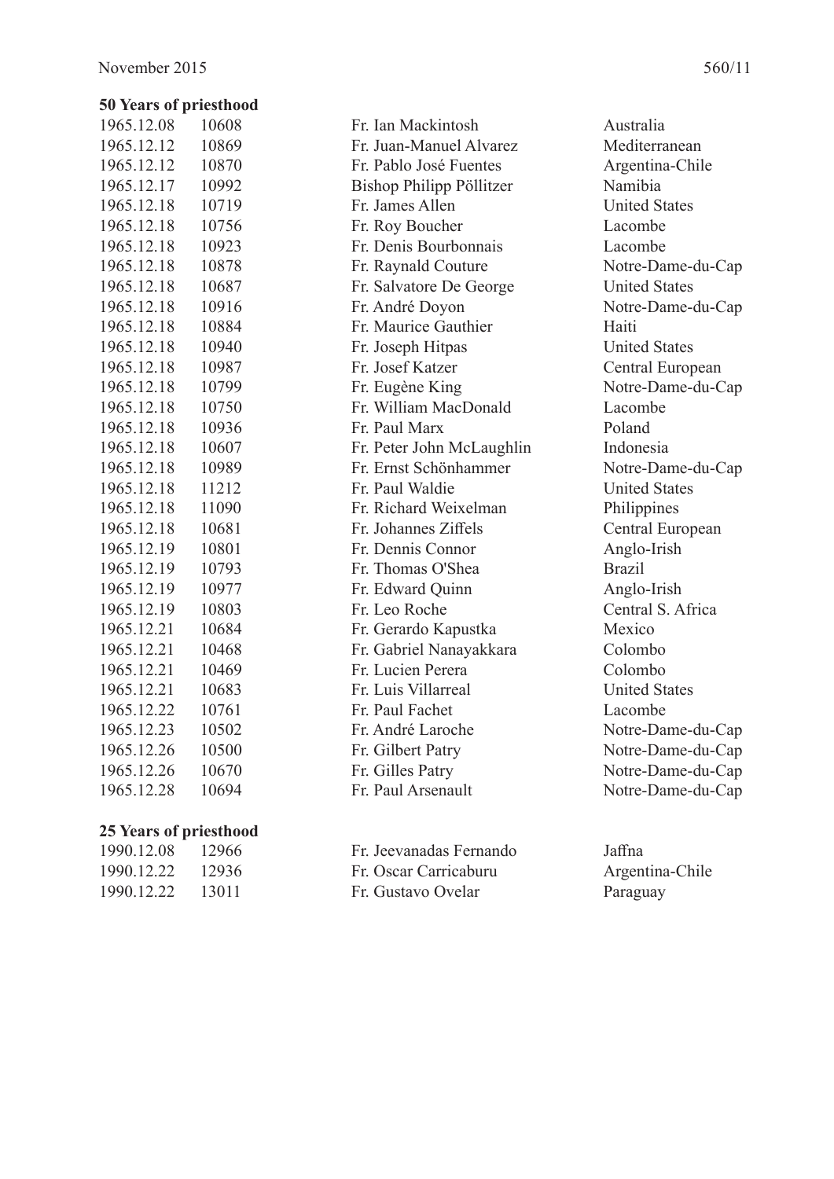**50 Years of priesthood**

| | | | |
|---|---|---|---|
| 1965.12.08 | 10608 | Fr. Ian Mackintosh | Australia |
| 1965.12.12 | 10869 | Fr. Juan-Manuel Alvarez | Mediterranean |
| 1965.12.12 | 10870 | Fr. Pablo José Fuentes | Argentina-Chile |
| 1965.12.17 | 10992 | Bishop Philipp Pöllitzer | Namibia |
| 1965.12.18 | 10719 | Fr. James Allen | United States |
| 1965.12.18 | 10756 | Fr. Roy Boucher | Lacombe |
| 1965.12.18 | 10923 | Fr. Denis Bourbonnais | Lacombe |
| 1965.12.18 | 10878 | Fr. Raynald Couture | Notre-Dame-du-Cap |
| 1965.12.18 | 10687 | Fr. Salvatore De George | United States |
| 1965.12.18 | 10916 | Fr. André Doyon | Notre-Dame-du-Cap |
| 1965.12.18 | 10884 | Fr. Maurice Gauthier | Haiti |
| 1965.12.18 | 10940 | Fr. Joseph Hitpas | United States |
| 1965.12.18 | 10987 | Fr. Josef Katzer | Central European |
| 1965.12.18 | 10799 | Fr. Eugène King | Notre-Dame-du-Cap |
| 1965.12.18 | 10750 | Fr. William MacDonald | Lacombe |
| 1965.12.18 | 10936 | Fr. Paul Marx | Poland |
| 1965.12.18 | 10607 | Fr. Peter John McLaughlin | Indonesia |
| 1965.12.18 | 10989 | Fr. Ernst Schönhammer | Notre-Dame-du-Cap |
| 1965.12.18 | 11212 | Fr. Paul Waldie | United States |
| 1965.12.18 | 11090 | Fr. Richard Weixelman | Philippines |
| 1965.12.18 | 10681 | Fr. Johannes Ziffels | Central European |
| 1965.12.19 | 10801 | Fr. Dennis Connor | Anglo-Irish |
| 1965.12.19 | 10793 | Fr. Thomas O'Shea | Brazil |
| 1965.12.19 | 10977 | Fr. Edward Quinn | Anglo-Irish |
| 1965.12.19 | 10803 | Fr. Leo Roche | Central S. Africa |
| 1965.12.21 | 10684 | Fr. Gerardo Kapustka | Mexico |
| 1965.12.21 | 10468 | Fr. Gabriel Nanayakkara | Colombo |
| 1965.12.21 | 10469 | Fr. Lucien Perera | Colombo |
| 1965.12.21 | 10683 | Fr. Luis Villarreal | United States |
| 1965.12.22 | 10761 | Fr. Paul Fachet | Lacombe |
| 1965.12.23 | 10502 | Fr. André Laroche | Notre-Dame-du-Cap |
| 1965.12.26 | 10500 | Fr. Gilbert Patry | Notre-Dame-du-Cap |
| 1965.12.26 | 10670 | Fr. Gilles Patry | Notre-Dame-du-Cap |
| 1965.12.28 | 10694 | Fr. Paul Arsenault | Notre-Dame-du-Cap |

**25 Years of priesthood**

| | | | |
|---|---|---|---|
| 1990.12.08 | 12966 | Fr. Jeevanadas Fernando | Jaffna |
| 1990.12.22 | 12936 | Fr. Oscar Carricaburu | Argentina-Chile |
| 1990.12.22 | 13011 | Fr. Gustavo Ovelar | Paraguay |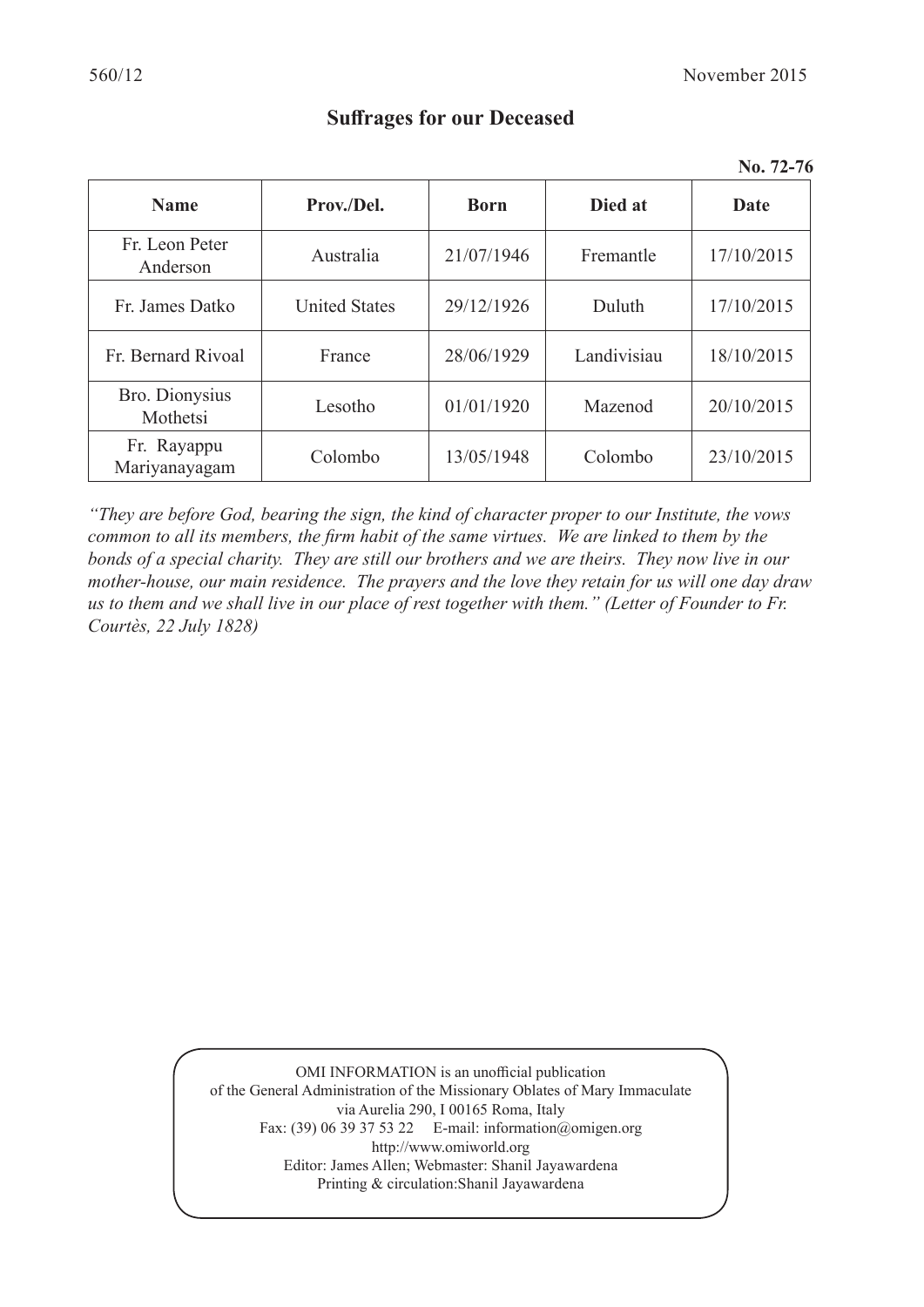## Suffrages for our Deceased

**No. 72-76**

| Name | Prov./Del. | Born | Died at | Date |
|---|---|---|---|---|
| Fr. Leon Peter Anderson | Australia | 21/07/1946 | Fremantle | 17/10/2015 |
| Fr. James Datko | United States | 29/12/1926 | Duluth | 17/10/2015 |
| Fr. Bernard Rivoal | France | 28/06/1929 | Landivisiau | 18/10/2015 |
| Bro. Dionysius Mothetsi | Lesotho | 01/01/1920 | Mazenod | 20/10/2015 |
| Fr. Rayappu Mariyanayagam | Colombo | 13/05/1948 | Colombo | 23/10/2015 |

*"They are before God, bearing the sign, the kind of character proper to our Institute, the vows common to all its members, the firm habit of the same virtues. We are linked to them by the bonds of a special charity. They are still our brothers and we are theirs. They now live in our mother-house, our main residence. The prayers and the love they retain for us will one day draw us to them and we shall live in our place of rest together with them." (Letter of Founder to Fr. Courtès, 22 July 1828)*

OMI INFORMATION is an unofficial publication
of the General Administration of the Missionary Oblates of Mary Immaculate
via Aurelia 290, I 00165 Roma, Italy
Fax: (39) 06 39 37 53 22 E-mail: information@omigen.org
http://www.omiworld.org
Editor: James Allen; Webmaster: Shanil Jayawardena
Printing & circulation:Shanil Jayawardena